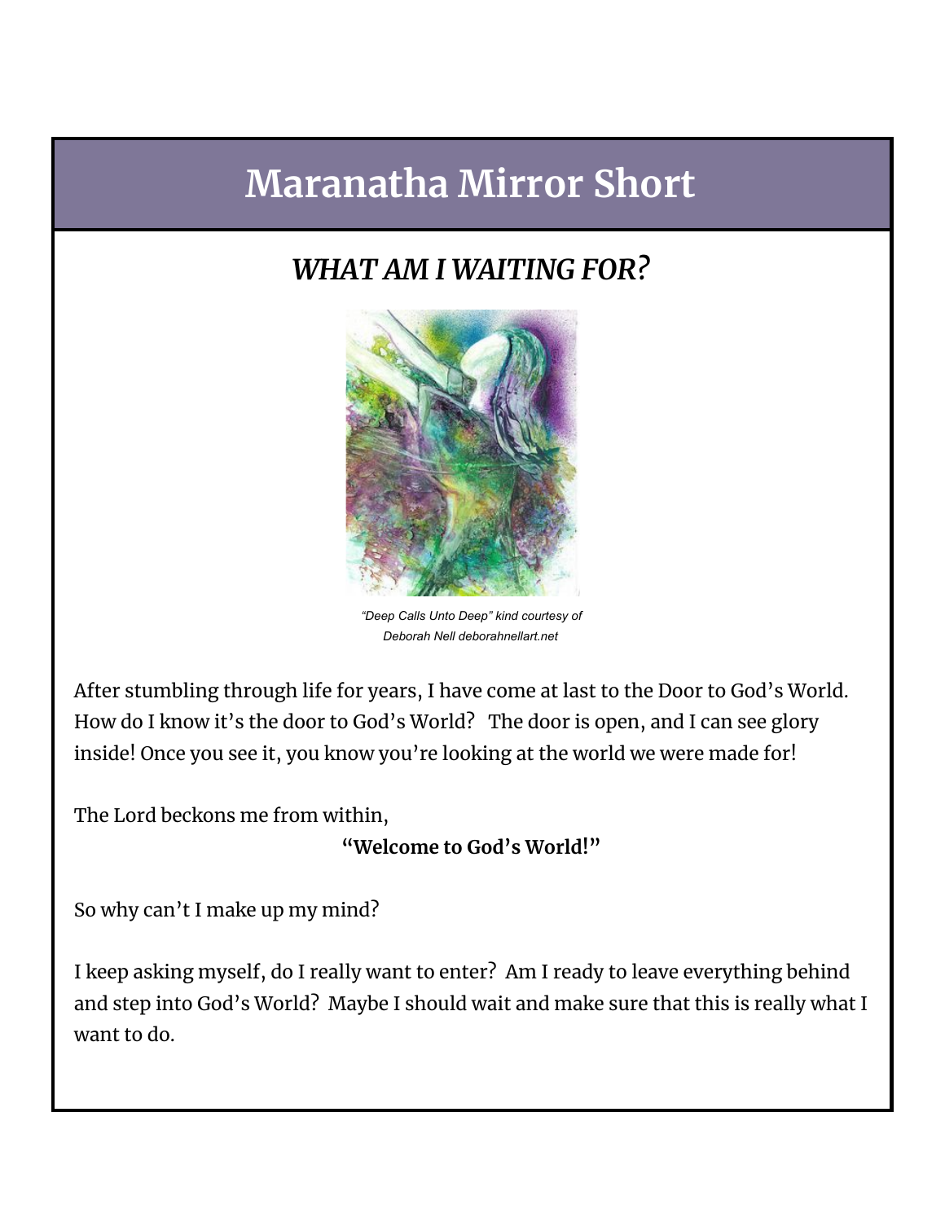# Maranatha Mirror Short

## *WHAT AM I WAITING FOR?*

*"Deep Calls Unto Deep" kind courtesy of Deborah Nell deborahnellart.net*

After stumbling through life for years, I have come at last to the Door to God's World. How do I know it's the door to God's World? The door is open, and I can see glory inside! Once you see it, you know you're looking at the world we were made for!

The Lord beckons me from within,

**"Welcome to God's World!"**

So why can't I make up my mind?

I keep asking myself, do I really want to enter? Am I ready to leave everything behind and step into God's World? Maybe I should wait and make sure that this is really what I want to do.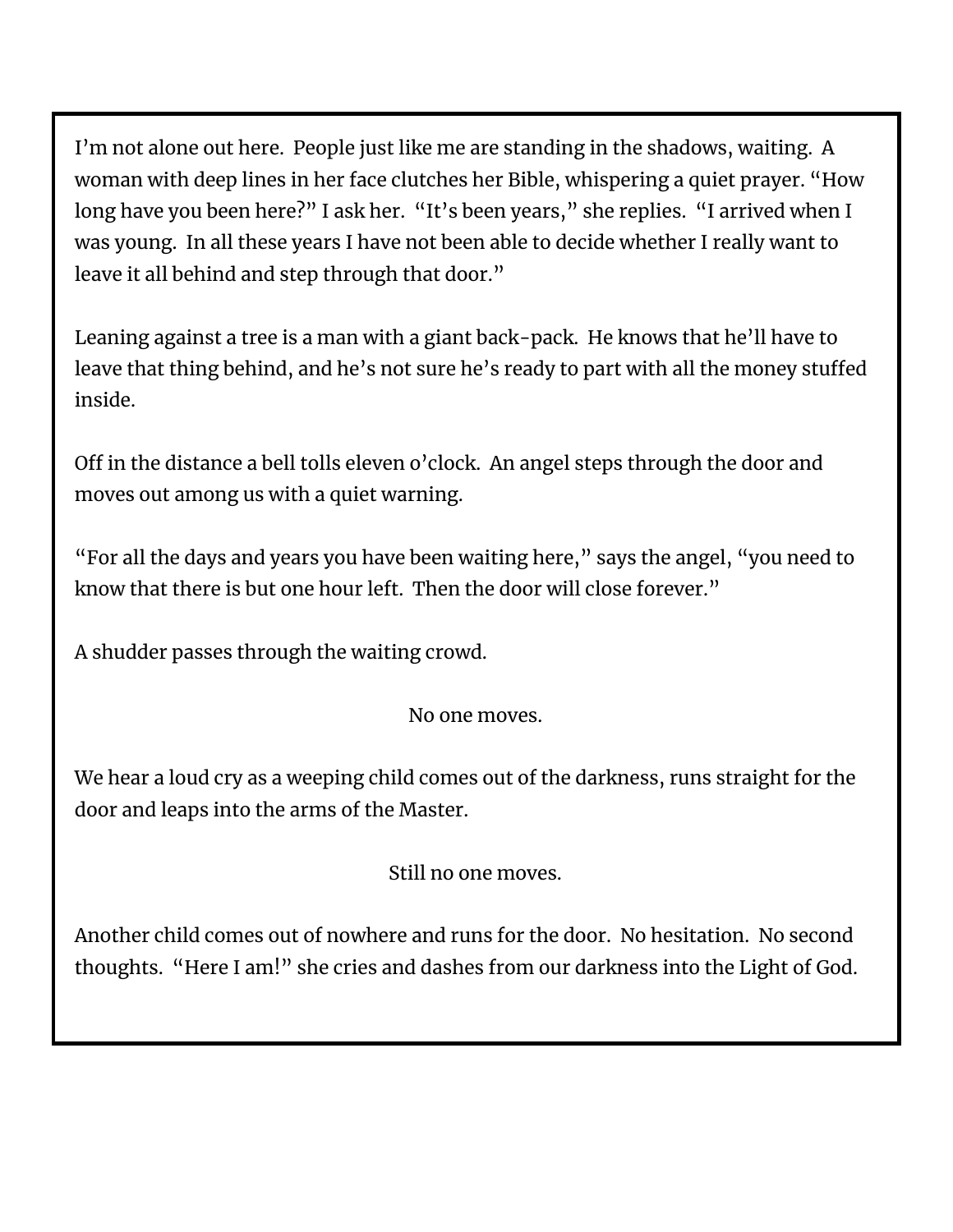I'm not alone out here. People just like me are standing in the shadows, waiting. A woman with deep lines in her face clutches her Bible, whispering a quiet prayer. "How long have you been here?" I ask her. "It's been years," she replies. "I arrived when I was young. In all these years I have not been able to decide whether I really want to leave it all behind and step through that door."

Leaning against a tree is a man with a giant back-pack. He knows that he'll have to leave that thing behind, and he's not sure he's ready to part with all the money stuffed inside.

Off in the distance a bell tolls eleven o'clock. An angel steps through the door and moves out among us with a quiet warning.

"For all the days and years you have been waiting here," says the angel, "you need to know that there is but one hour left. Then the door will close forever."

A shudder passes through the waiting crowd.

No one moves.

We hear a loud cry as a weeping child comes out of the darkness, runs straight for the door and leaps into the arms of the Master.

Still no one moves.

Another child comes out of nowhere and runs for the door. No hesitation. No second thoughts. "Here I am!" she cries and dashes from our darkness into the Light of God.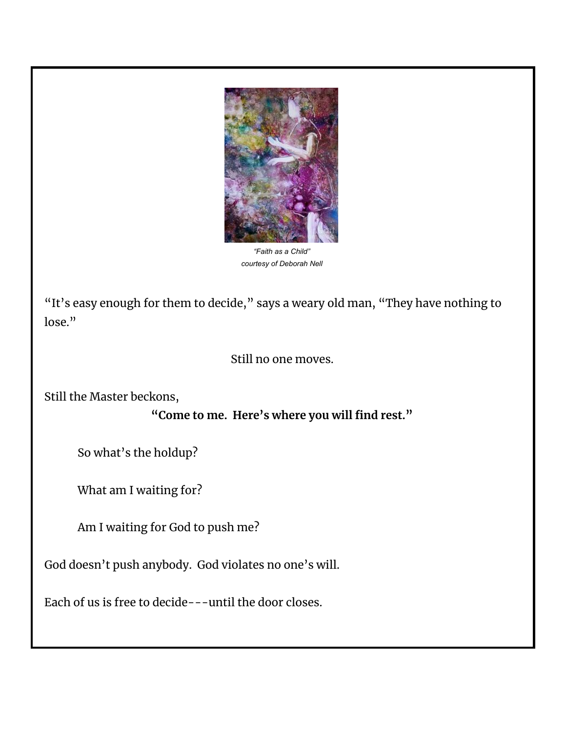*"Faith as a Child"*
*courtesy of Deborah Nell*

"It's easy enough for them to decide," says a weary old man, "They have nothing to lose."

Still no one moves.

Still the Master beckons,

**"Come to me.  Here's where you will find rest."**

So what's the holdup?

What am I waiting for?

Am I waiting for God to push me?

God doesn't push anybody.  God violates no one's will.

Each of us is free to decide---until the door closes.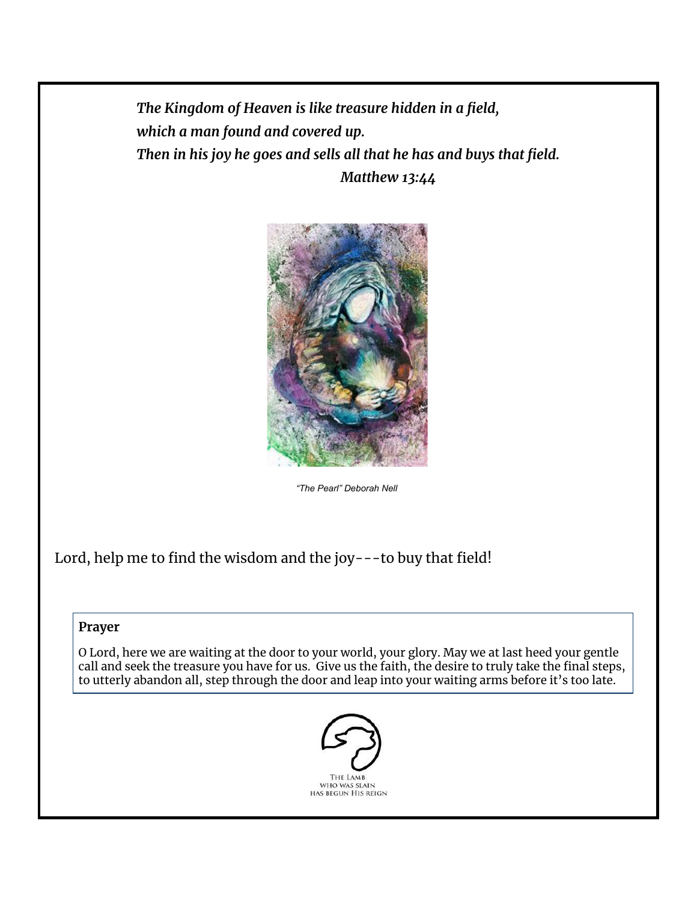***The Kingdom of Heaven is like treasure hidden in a field,***
***which a man found and covered up.***
***Then in his joy he goes and sells all that he has and buys that field.***
***Matthew 13:44***

*"The Pearl" Deborah Nell*

Lord, help me to find the wisdom and the joy---to buy that field!

**Prayer**

O Lord, here we are waiting at the door to your world, your glory. May we at last heed your gentle call and seek the treasure you have for us. Give us the faith, the desire to truly take the final steps, to utterly abandon all, step through the door and leap into your waiting arms before it's too late.

THE LAMB
WHO WAS SLAIN
HAS BEGUN HIS REIGN